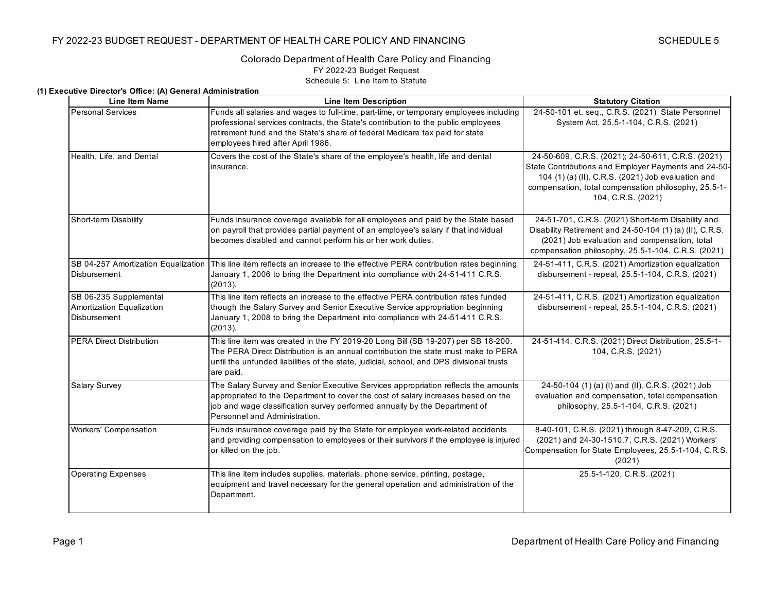# Colorado Department of Health Care Policy and Financing

FY 2022-23 Budget Request

Schedule 5: Line Item to Statute

**(1) Executive Director's Office: (A) General Administration**

| Line Item Name | Line Item Description | Statutory Citation |
|---|---|---|
| Personal Services | Funds all salaries and wages to full-time, part-time, or temporary employees including professional services contracts, the State's contribution to the public employees retirement fund and the State's share of federal Medicare tax paid for state employees hired after April 1986. | 24-50-101 et. seq., C.R.S. (2021) State Personnel System Act, 25.5-1-104, C.R.S. (2021) |
| Health, Life, and Dental | Covers the cost of the State's share of the employee's health, life and dental insurance. | 24-50-609, C.R.S. (2021); 24-50-611, C.R.S. (2021) State Contributions and Employer Payments and 24-50-104 (1) (a) (II), C.R.S. (2021) Job evaluation and compensation, total compensation philosophy, 25.5-1-104, C.R.S. (2021) |
| Short-term Disability | Funds insurance coverage available for all employees and paid by the State based on payroll that provides partial payment of an employee's salary if that individual becomes disabled and cannot perform his or her work duties. | 24-51-701, C.R.S. (2021) Short-term Disability and Disability Retirement and 24-50-104 (1) (a) (II), C.R.S. (2021) Job evaluation and compensation, total compensation philosophy, 25.5-1-104, C.R.S. (2021) |
| SB 04-257 Amortization Equalization Disbursement | This line item reflects an increase to the effective PERA contribution rates beginning January 1, 2006 to bring the Department into compliance with 24-51-411 C.R.S. (2013). | 24-51-411, C.R.S. (2021) Amortization equalization disbursement - repeal, 25.5-1-104, C.R.S. (2021) |
| SB 06-235 Supplemental Amortization Equalization Disbursement | This line item reflects an increase to the effective PERA contribution rates funded though the Salary Survey and Senior Executive Service appropriation beginning January 1, 2008 to bring the Department into compliance with 24-51-411 C.R.S. (2013). | 24-51-411, C.R.S. (2021) Amortization equalization disbursement - repeal, 25.5-1-104, C.R.S. (2021) |
| PERA Direct Distribution | This line item was created in the FY 2019-20 Long Bill (SB 19-207) per SB 18-200. The PERA Direct Distribution is an annual contribution the state must make to PERA until the unfunded liabilities of the state, judicial, school, and DPS divisional trusts are paid. | 24-51-414, C.R.S. (2021) Direct Distribution, 25.5-1-104, C.R.S. (2021) |
| Salary Survey | The Salary Survey and Senior Executive Services appropriation reflects the amounts appropriated to the Department to cover the cost of salary increases based on the job and wage classification survey performed annually by the Department of Personnel and Administration. | 24-50-104 (1) (a) (I) and (II), C.R.S. (2021) Job evaluation and compensation, total compensation philosophy, 25.5-1-104, C.R.S. (2021) |
| Workers' Compensation | Funds insurance coverage paid by the State for employee work-related accidents and providing compensation to employees or their survivors if the employee is injured or killed on the job. | 8-40-101, C.R.S. (2021) through 8-47-209, C.R.S. (2021) and 24-30-1510.7, C.R.S. (2021) Workers' Compensation for State Employees, 25.5-1-104, C.R.S. (2021) |
| Operating Expenses | This line item includes supplies, materials, phone service, printing, postage, equipment and travel necessary for the general operation and administration of the Department. | 25.5-1-120, C.R.S. (2021) |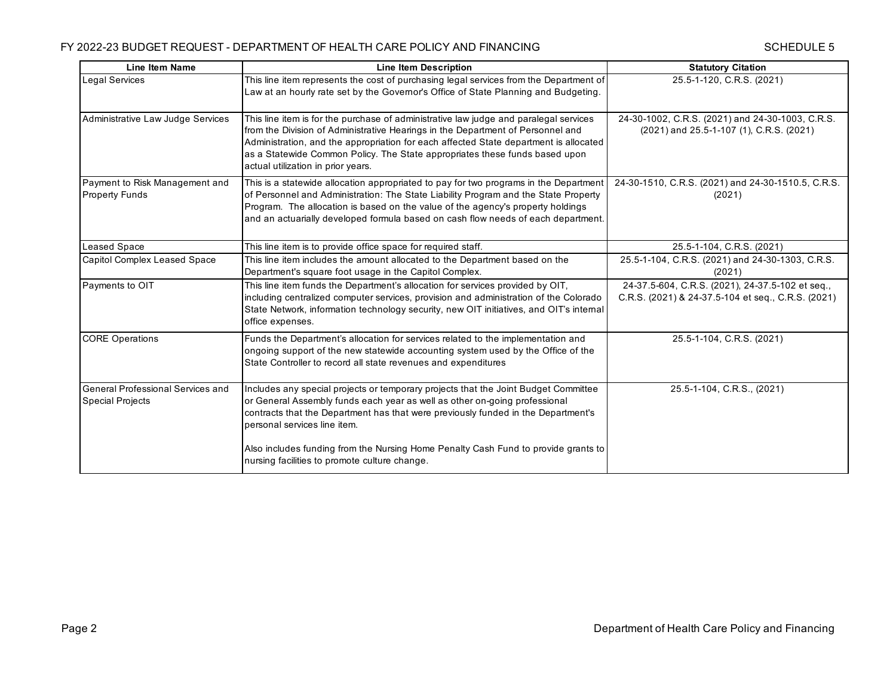| Line Item Name | Line Item Description | Statutory Citation |
|---|---|---|
| Legal Services | This line item represents the cost of purchasing legal services from the Department of Law at an hourly rate set by the Governor's Office of State Planning and Budgeting. | 25.5-1-120, C.R.S. (2021) |
| Administrative Law Judge Services | This line item is for the purchase of administrative law judge and paralegal services from the Division of Administrative Hearings in the Department of Personnel and Administration, and the appropriation for each affected State department is allocated as a Statewide Common Policy. The State appropriates these funds based upon actual utilization in prior years. | 24-30-1002, C.R.S. (2021) and 24-30-1003, C.R.S. (2021) and 25.5-1-107 (1), C.R.S. (2021) |
| Payment to Risk Management and Property Funds | This is a statewide allocation appropriated to pay for two programs in the Department of Personnel and Administration: The State Liability Program and the State Property Program. The allocation is based on the value of the agency's property holdings and an actuarially developed formula based on cash flow needs of each department. | 24-30-1510, C.R.S. (2021) and 24-30-1510.5, C.R.S. (2021) |
| Leased Space | This line item is to provide office space for required staff. | 25.5-1-104, C.R.S. (2021) |
| Capitol Complex Leased Space | This line item includes the amount allocated to the Department based on the Department's square foot usage in the Capitol Complex. | 25.5-1-104, C.R.S. (2021) and 24-30-1303, C.R.S. (2021) |
| Payments to OIT | This line item funds the Department's allocation for services provided by OIT, including centralized computer services, provision and administration of the Colorado State Network, information technology security, new OIT initiatives, and OIT's internal office expenses. | 24-37.5-604, C.R.S. (2021), 24-37.5-102 et seq., C.R.S. (2021) & 24-37.5-104 et seq., C.R.S. (2021) |
| CORE Operations | Funds the Department's allocation for services related to the implementation and ongoing support of the new statewide accounting system used by the Office of the State Controller to record all state revenues and expenditures | 25.5-1-104, C.R.S. (2021) |
| General Professional Services and Special Projects | Includes any special projects or temporary projects that the Joint Budget Committee or General Assembly funds each year as well as other on-going professional contracts that the Department has that were previously funded in the Department's personal services line item.<br><br>Also includes funding from the Nursing Home Penalty Cash Fund to provide grants to nursing facilities to promote culture change. | 25.5-1-104, C.R.S., (2021) |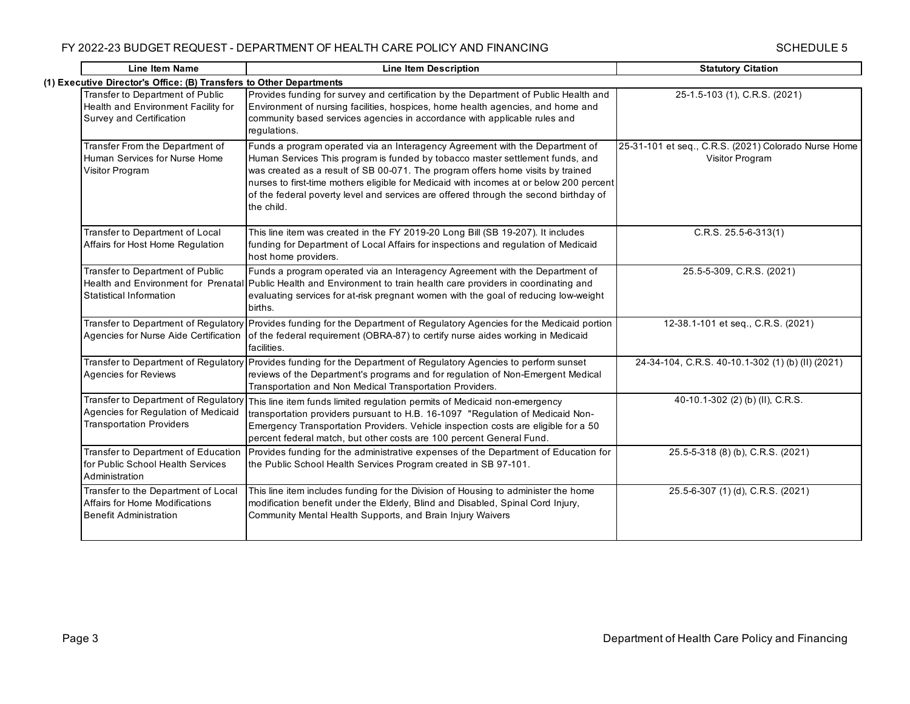| Line Item Name | Line Item Description | Statutory Citation |
|---|---|---|
| **(1) Executive Director's Office: (B) Transfers to Other Departments** | | |
| Transfer to Department of Public Health and Environment Facility for Survey and Certification | Provides funding for survey and certification by the Department of Public Health and Environment of nursing facilities, hospices, home health agencies, and home and community based services agencies in accordance with applicable rules and regulations. | 25-1.5-103 (1), C.R.S. (2021) |
| Transfer From the Department of Human Services for Nurse Home Visitor Program | Funds a program operated via an Interagency Agreement with the Department of Human Services This program is funded by tobacco master settlement funds, and was created as a result of SB 00-071. The program offers home visits by trained nurses to first-time mothers eligible for Medicaid with incomes at or below 200 percent of the federal poverty level and services are offered through the second birthday of the child. | 25-31-101 et seq., C.R.S. (2021) Colorado Nurse Home Visitor Program |
| Transfer to Department of Local Affairs for Host Home Regulation | This line item was created in the FY 2019-20 Long Bill (SB 19-207). It includes funding for Department of Local Affairs for inspections and regulation of Medicaid host home providers. | C.R.S. 25.5-6-313(1) |
| Transfer to Department of Public Health and Environment for Prenatal Statistical Information | Funds a program operated via an Interagency Agreement with the Department of Public Health and Environment to train health care providers in coordinating and evaluating services for at-risk pregnant women with the goal of reducing low-weight births. | 25.5-5-309, C.R.S. (2021) |
| Transfer to Department of Regulatory Agencies for Nurse Aide Certification | Provides funding for the Department of Regulatory Agencies for the Medicaid portion of the federal requirement (OBRA-87) to certify nurse aides working in Medicaid facilities. | 12-38.1-101 et seq., C.R.S. (2021) |
| Transfer to Department of Regulatory Agencies for Reviews | Provides funding for the Department of Regulatory Agencies to perform sunset reviews of the Department's programs and for regulation of Non-Emergent Medical Transportation and Non Medical Transportation Providers. | 24-34-104, C.R.S. 40-10.1-302 (1) (b) (II) (2021) |
| Transfer to Department of Regulatory Agencies for Regulation of Medicaid Transportation Providers | This line item funds limited regulation permits of Medicaid non-emergency transportation providers pursuant to H.B. 16-1097 "Regulation of Medicaid Non-Emergency Transportation Providers. Vehicle inspection costs are eligible for a 50 percent federal match, but other costs are 100 percent General Fund. | 40-10.1-302 (2) (b) (II), C.R.S. |
| Transfer to Department of Education for Public School Health Services Administration | Provides funding for the administrative expenses of the Department of Education for the Public School Health Services Program created in SB 97-101. | 25.5-5-318 (8) (b), C.R.S. (2021) |
| Transfer to the Department of Local Affairs for Home Modifications Benefit Administration | This line item includes funding for the Division of Housing to administer the home modification benefit under the Elderly, Blind and Disabled, Spinal Cord Injury, Community Mental Health Supports, and Brain Injury Waivers | 25.5-6-307 (1) (d), C.R.S. (2021) |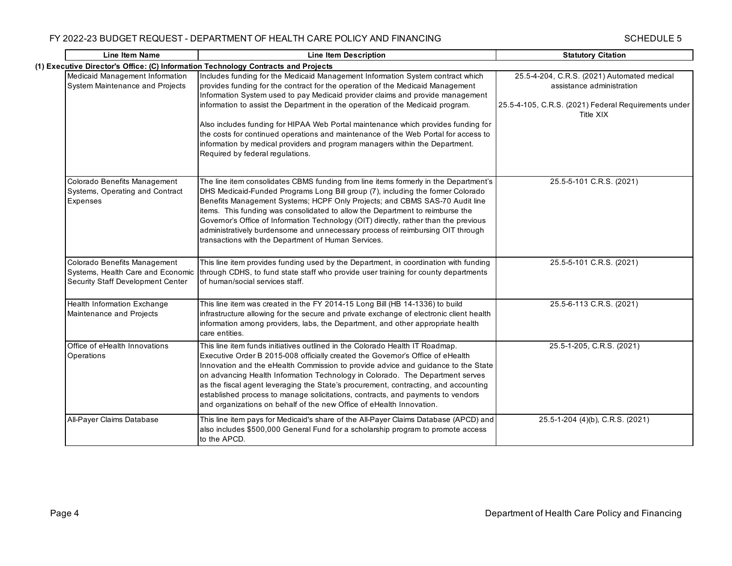| Line Item Name | Line Item Description | Statutory Citation |
|---|---|---|
| **(1) Executive Director's Office: (C) Information Technology Contracts and Projects** | | |
| Medicaid Management Information System Maintenance and Projects | Includes funding for the Medicaid Management Information System contract which provides funding for the contract for the operation of the Medicaid Management Information System used to pay Medicaid provider claims and provide management information to assist the Department in the operation of the Medicaid program.<br><br>Also includes funding for HIPAA Web Portal maintenance which provides funding for the costs for continued operations and maintenance of the Web Portal for access to information by medical providers and program managers within the Department. Required by federal regulations. | 25.5-4-204, C.R.S. (2021) Automated medical assistance administration<br><br>25.5-4-105, C.R.S. (2021) Federal Requirements under Title XIX |
| Colorado Benefits Management Systems, Operating and Contract Expenses | The line item consolidates CBMS funding from line items formerly in the Department's DHS Medicaid-Funded Programs Long Bill group (7), including the former Colorado Benefits Management Systems; HCPF Only Projects; and CBMS SAS-70 Audit line items. This funding was consolidated to allow the Department to reimburse the Governor's Office of Information Technology (OIT) directly, rather than the previous administratively burdensome and unnecessary process of reimbursing OIT through transactions with the Department of Human Services. | 25.5-5-101 C.R.S. (2021) |
| Colorado Benefits Management Systems, Health Care and Economic Security Staff Development Center | This line item provides funding used by the Department, in coordination with funding through CDHS, to fund state staff who provide user training for county departments of human/social services staff. | 25.5-5-101 C.R.S. (2021) |
| Health Information Exchange Maintenance and Projects | This line item was created in the FY 2014-15 Long Bill (HB 14-1336) to build infrastructure allowing for the secure and private exchange of electronic client health information among providers, labs, the Department, and other appropriate health care entities. | 25.5-6-113 C.R.S. (2021) |
| Office of eHealth Innovations Operations | This line item funds initiatives outlined in the Colorado Health IT Roadmap. Executive Order B 2015-008 officially created the Governor's Office of eHealth Innovation and the eHealth Commission to provide advice and guidance to the State on advancing Health Information Technology in Colorado. The Department serves as the fiscal agent leveraging the State's procurement, contracting, and accounting established process to manage solicitations, contracts, and payments to vendors and organizations on behalf of the new Office of eHealth Innovation. | 25.5-1-205, C.R.S. (2021) |
| All-Payer Claims Database | This line item pays for Medicaid's share of the All-Payer Claims Database (APCD) and also includes $500,000 General Fund for a scholarship program to promote access to the APCD. | 25.5-1-204 (4)(b), C.R.S. (2021) |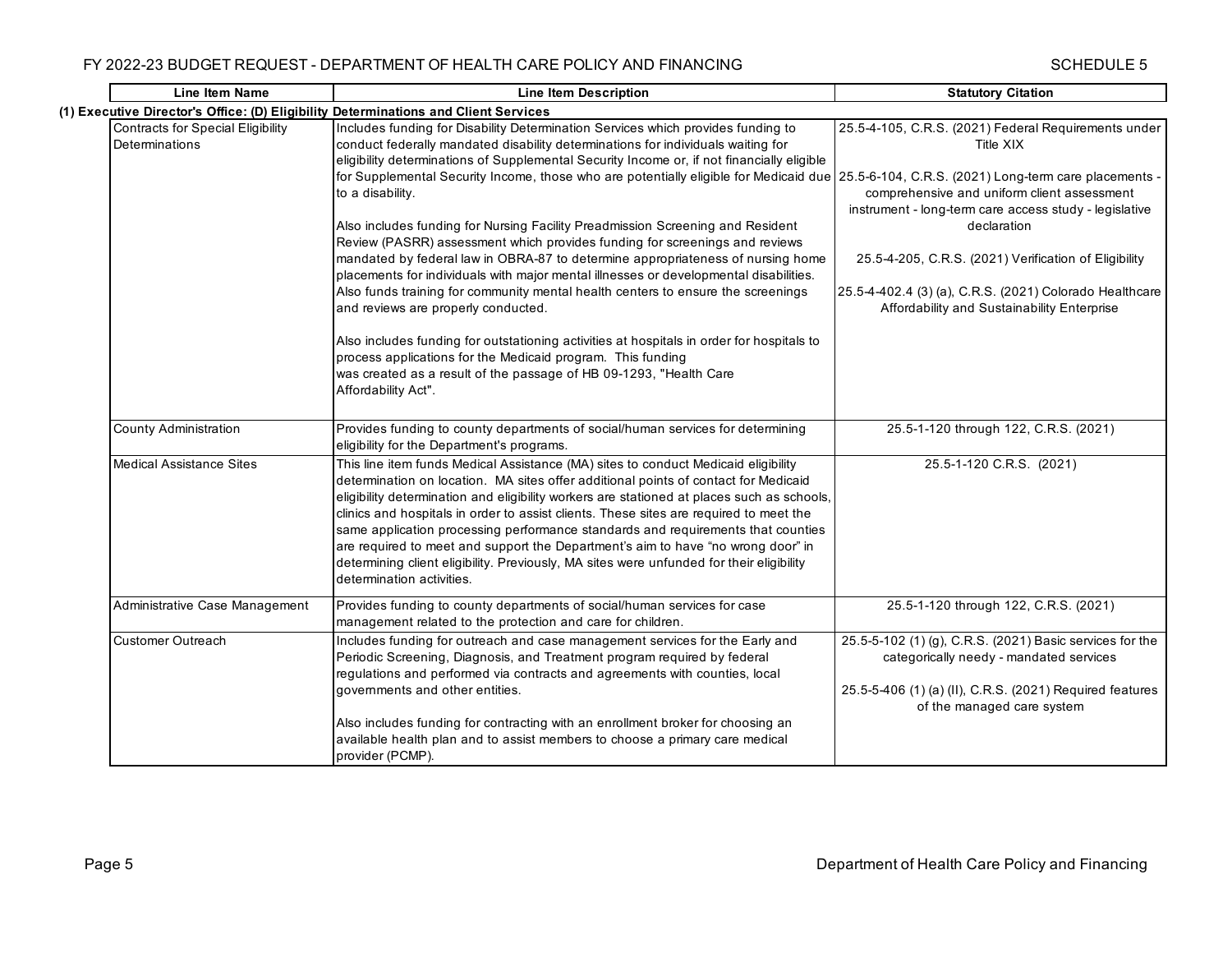| Line Item Name | Line Item Description | Statutory Citation |
|---|---|---|
| **(1) Executive Director's Office: (D) Eligibility Determinations and Client Services** | | |
| Contracts for Special Eligibility Determinations | Includes funding for Disability Determination Services which provides funding to conduct federally mandated disability determinations for individuals waiting for eligibility determinations of Supplemental Security Income or, if not financially eligible for Supplemental Security Income, those who are potentially eligible for Medicaid due to a disability.<br><br>Also includes funding for Nursing Facility Preadmission Screening and Resident Review (PASRR) assessment which provides funding for screenings and reviews mandated by federal law in OBRA-87 to determine appropriateness of nursing home placements for individuals with major mental illnesses or developmental disabilities. Also funds training for community mental health centers to ensure the screenings and reviews are properly conducted.<br><br>Also includes funding for outstationing activities at hospitals in order for hospitals to process applications for the Medicaid program. This funding was created as a result of the passage of HB 09-1293, "Health Care Affordability Act". | 25.5-4-105, C.R.S. (2021) Federal Requirements under Title XIX<br><br>25.5-6-104, C.R.S. (2021) Long-term care placements - comprehensive and uniform client assessment instrument - long-term care access study - legislative declaration<br><br>25.5-4-205, C.R.S. (2021) Verification of Eligibility<br><br>25.5-4-402.4 (3) (a), C.R.S. (2021) Colorado Healthcare Affordability and Sustainability Enterprise |
| County Administration | Provides funding to county departments of social/human services for determining eligibility for the Department's programs. | 25.5-1-120 through 122, C.R.S. (2021) |
| Medical Assistance Sites | This line item funds Medical Assistance (MA) sites to conduct Medicaid eligibility determination on location. MA sites offer additional points of contact for Medicaid eligibility determination and eligibility workers are stationed at places such as schools, clinics and hospitals in order to assist clients. These sites are required to meet the same application processing performance standards and requirements that counties are required to meet and support the Department's aim to have "no wrong door" in determining client eligibility. Previously, MA sites were unfunded for their eligibility determination activities. | 25.5-1-120 C.R.S. (2021) |
| Administrative Case Management | Provides funding to county departments of social/human services for case management related to the protection and care for children. | 25.5-1-120 through 122, C.R.S. (2021) |
| Customer Outreach | Includes funding for outreach and case management services for the Early and Periodic Screening, Diagnosis, and Treatment program required by federal regulations and performed via contracts and agreements with counties, local governments and other entities.<br><br>Also includes funding for contracting with an enrollment broker for choosing an available health plan and to assist members to choose a primary care medical provider (PCMP). | 25.5-5-102 (1) (g), C.R.S. (2021) Basic services for the categorically needy - mandated services<br><br>25.5-5-406 (1) (a) (II), C.R.S. (2021) Required features of the managed care system |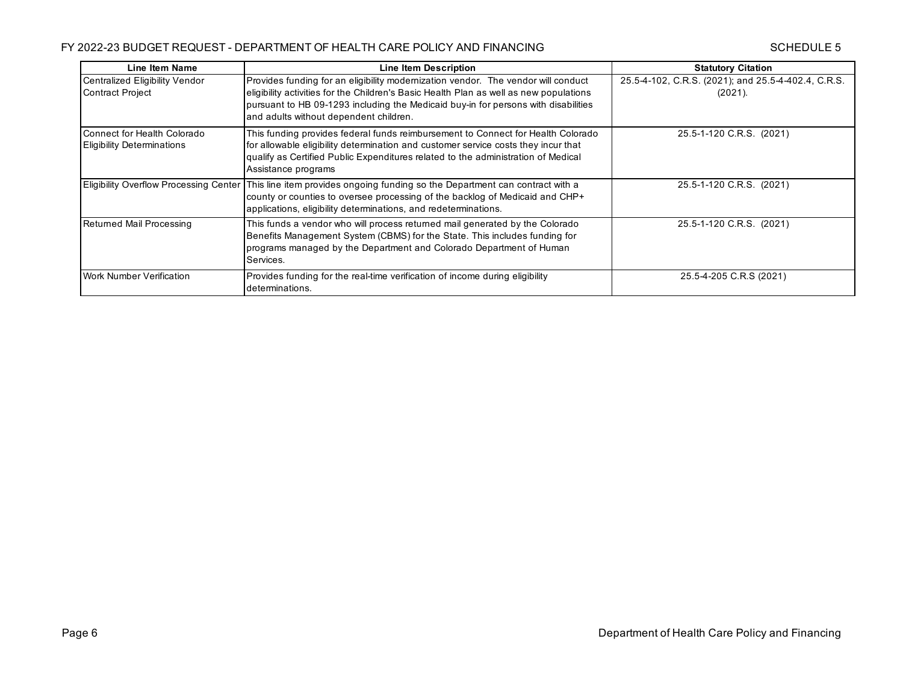| Line Item Name | Line Item Description | Statutory Citation |
|---|---|---|
| Centralized Eligibility Vendor Contract Project | Provides funding for an eligibility modernization vendor. The vendor will conduct eligibility activities for the Children's Basic Health Plan as well as new populations pursuant to HB 09-1293 including the Medicaid buy-in for persons with disabilities and adults without dependent children. | 25.5-4-102, C.R.S. (2021); and 25.5-4-402.4, C.R.S. (2021). |
| Connect for Health Colorado Eligibility Determinations | This funding provides federal funds reimbursement to Connect for Health Colorado for allowable eligibility determination and customer service costs they incur that qualify as Certified Public Expenditures related to the administration of Medical Assistance programs | 25.5-1-120 C.R.S. (2021) |
| Eligibility Overflow Processing Center | This line item provides ongoing funding so the Department can contract with a county or counties to oversee processing of the backlog of Medicaid and CHP+ applications, eligibility determinations, and redeterminations. | 25.5-1-120 C.R.S. (2021) |
| Returned Mail Processing | This funds a vendor who will process returned mail generated by the Colorado Benefits Management System (CBMS) for the State. This includes funding for programs managed by the Department and Colorado Department of Human Services. | 25.5-1-120 C.R.S. (2021) |
| Work Number Verification | Provides funding for the real-time verification of income during eligibility determinations. | 25.5-4-205 C.R.S (2021) |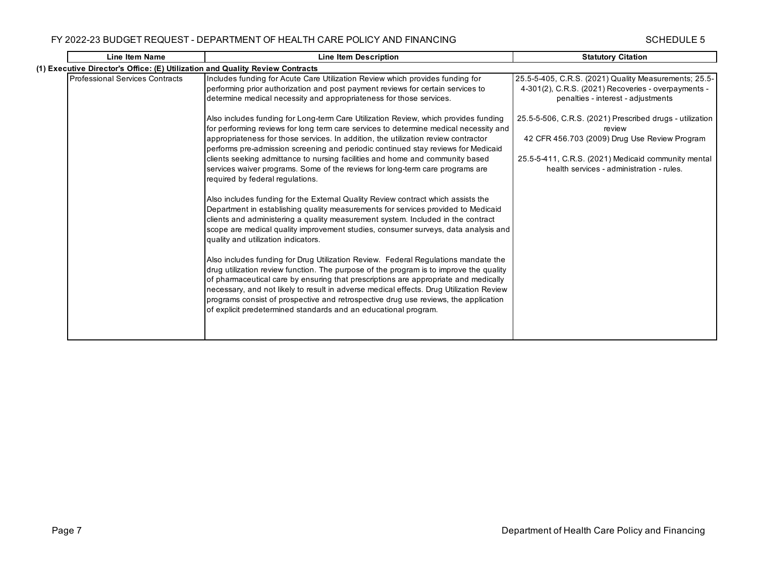| Line Item Name | Line Item Description | Statutory Citation |
|---|---|---|
| **(1) Executive Director's Office: (E) Utilization and Quality Review Contracts** | | |
| Professional Services Contracts | Includes funding for Acute Care Utilization Review which provides funding for performing prior authorization and post payment reviews for certain services to determine medical necessity and appropriateness for those services.<br><br>Also includes funding for Long-term Care Utilization Review, which provides funding for performing reviews for long term care services to determine medical necessity and appropriateness for those services. In addition, the utilization review contractor performs pre-admission screening and periodic continued stay reviews for Medicaid clients seeking admittance to nursing facilities and home and community based services waiver programs. Some of the reviews for long-term care programs are required by federal regulations.<br><br>Also includes funding for the External Quality Review contract which assists the Department in establishing quality measurements for services provided to Medicaid clients and administering a quality measurement system. Included in the contract scope are medical quality improvement studies, consumer surveys, data analysis and quality and utilization indicators.<br><br>Also includes funding for Drug Utilization Review. Federal Regulations mandate the drug utilization review function. The purpose of the program is to improve the quality of pharmaceutical care by ensuring that prescriptions are appropriate and medically necessary, and not likely to result in adverse medical effects. Drug Utilization Review programs consist of prospective and retrospective drug use reviews, the application of explicit predetermined standards and an educational program. | 25.5-5-405, C.R.S. (2021) Quality Measurements; 25.5-4-301(2), C.R.S. (2021) Recoveries - overpayments - penalties - interest - adjustments<br><br>25.5-5-506, C.R.S. (2021) Prescribed drugs - utilization review<br>42 CFR 456.703 (2009) Drug Use Review Program<br><br>25.5-5-411, C.R.S. (2021) Medicaid community mental health services - administration - rules. |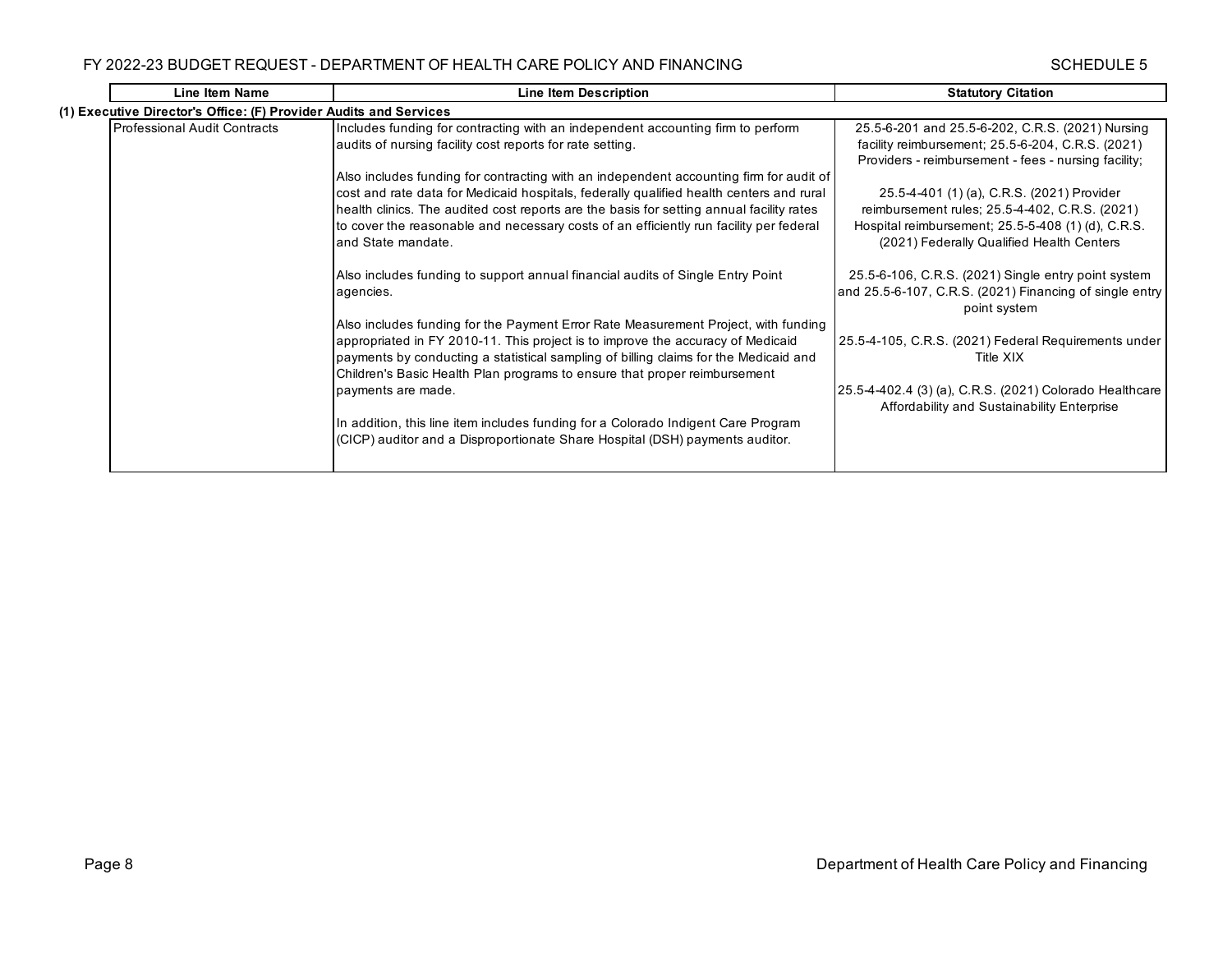| Line Item Name | Line Item Description | Statutory Citation |
|---|---|---|
| **(1) Executive Director's Office: (F) Provider Audits and Services** | | |
| Professional Audit Contracts | Includes funding for contracting with an independent accounting firm to perform audits of nursing facility cost reports for rate setting.<br><br>Also includes funding for contracting with an independent accounting firm for audit of cost and rate data for Medicaid hospitals, federally qualified health centers and rural health clinics. The audited cost reports are the basis for setting annual facility rates to cover the reasonable and necessary costs of an efficiently run facility per federal and State mandate.<br><br>Also includes funding to support annual financial audits of Single Entry Point agencies.<br><br>Also includes funding for the Payment Error Rate Measurement Project, with funding appropriated in FY 2010-11. This project is to improve the accuracy of Medicaid payments by conducting a statistical sampling of billing claims for the Medicaid and Children's Basic Health Plan programs to ensure that proper reimbursement payments are made.<br><br>In addition, this line item includes funding for a Colorado Indigent Care Program (CICP) auditor and a Disproportionate Share Hospital (DSH) payments auditor. | 25.5-6-201 and 25.5-6-202, C.R.S. (2021) Nursing facility reimbursement; 25.5-6-204, C.R.S. (2021) Providers - reimbursement - fees - nursing facility;<br><br>25.5-4-401 (1) (a), C.R.S. (2021) Provider reimbursement rules; 25.5-4-402, C.R.S. (2021) Hospital reimbursement; 25.5-5-408 (1) (d), C.R.S. (2021) Federally Qualified Health Centers<br><br>25.5-6-106, C.R.S. (2021) Single entry point system and 25.5-6-107, C.R.S. (2021) Financing of single entry point system<br><br>25.5-4-105, C.R.S. (2021) Federal Requirements under Title XIX<br><br>25.5-4-402.4 (3) (a), C.R.S. (2021) Colorado Healthcare Affordability and Sustainability Enterprise |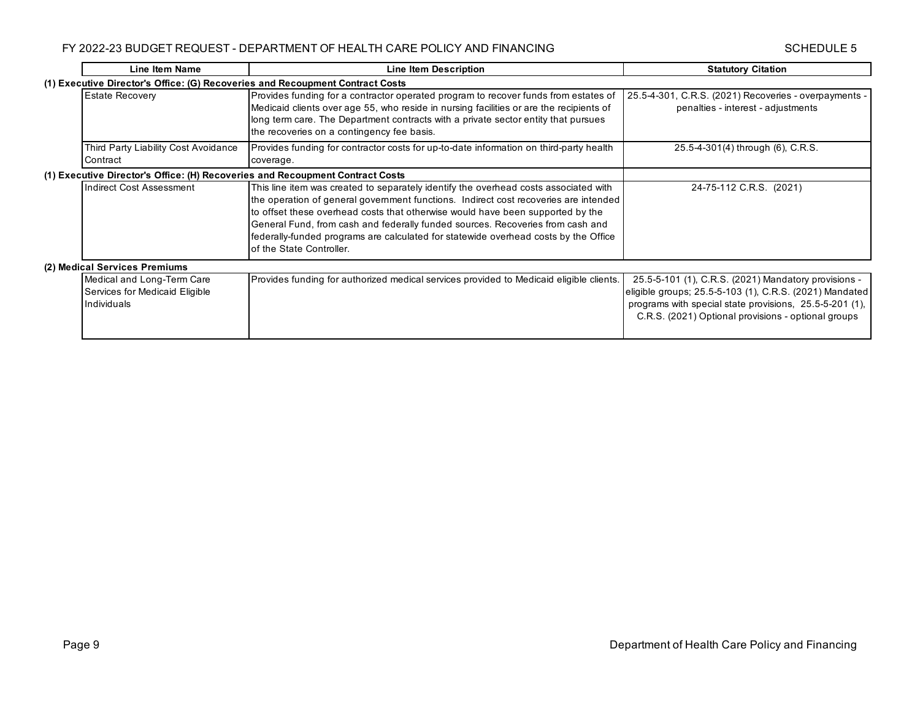| Line Item Name | Line Item Description | Statutory Citation |
|---|---|---|
| **(1) Executive Director's Office: (G) Recoveries and Recoupment Contract Costs** | | |
| Estate Recovery | Provides funding for a contractor operated program to recover funds from estates of Medicaid clients over age 55, who reside in nursing facilities or are the recipients of long term care. The Department contracts with a private sector entity that pursues the recoveries on a contingency fee basis. | 25.5-4-301, C.R.S. (2021) Recoveries - overpayments - penalties - interest - adjustments |
| Third Party Liability Cost Avoidance Contract | Provides funding for contractor costs for up-to-date information on third-party health coverage. | 25.5-4-301(4) through (6), C.R.S. |
| **(1) Executive Director's Office: (H) Recoveries and Recoupment Contract Costs** | | |
| Indirect Cost Assessment | This line item was created to separately identify the overhead costs associated with the operation of general government functions. Indirect cost recoveries are intended to offset these overhead costs that otherwise would have been supported by the General Fund, from cash and federally funded sources. Recoveries from cash and federally-funded programs are calculated for statewide overhead costs by the Office of the State Controller. | 24-75-112 C.R.S. (2021) |
| **(2) Medical Services Premiums** | | |
| Medical and Long-Term Care Services for Medicaid Eligible Individuals | Provides funding for authorized medical services provided to Medicaid eligible clients. | 25.5-5-101 (1), C.R.S. (2021) Mandatory provisions - eligible groups; 25.5-5-103 (1), C.R.S. (2021) Mandated programs with special state provisions, 25.5-5-201 (1), C.R.S. (2021) Optional provisions - optional groups |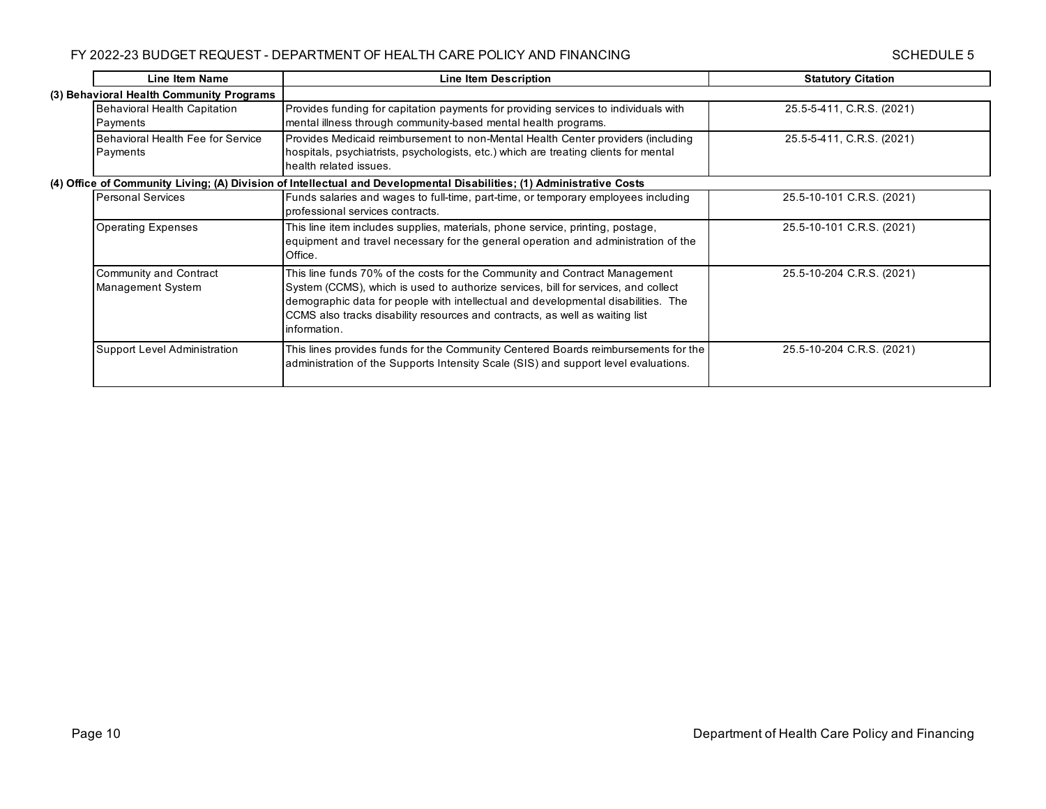| Line Item Name | Line Item Description | Statutory Citation |
|---|---|---|
| **(3) Behavioral Health Community Programs** | | |
| Behavioral Health Capitation Payments | Provides funding for capitation payments for providing services to individuals with mental illness through community-based mental health programs. | 25.5-5-411, C.R.S. (2021) |
| Behavioral Health Fee for Service Payments | Provides Medicaid reimbursement to non-Mental Health Center providers (including hospitals, psychiatrists, psychologists, etc.) which are treating clients for mental health related issues. | 25.5-5-411, C.R.S. (2021) |
| **(4) Office of Community Living; (A) Division of Intellectual and Developmental Disabilities; (1) Administrative Costs** | | |
| Personal Services | Funds salaries and wages to full-time, part-time, or temporary employees including professional services contracts. | 25.5-10-101 C.R.S. (2021) |
| Operating Expenses | This line item includes supplies, materials, phone service, printing, postage, equipment and travel necessary for the general operation and administration of the Office. | 25.5-10-101 C.R.S. (2021) |
| Community and Contract Management System | This line funds 70% of the costs for the Community and Contract Management System (CCMS), which is used to authorize services, bill for services, and collect demographic data for people with intellectual and developmental disabilities. The CCMS also tracks disability resources and contracts, as well as waiting list information. | 25.5-10-204 C.R.S. (2021) |
| Support Level Administration | This lines provides funds for the Community Centered Boards reimbursements for the administration of the Supports Intensity Scale (SIS) and support level evaluations. | 25.5-10-204 C.R.S. (2021) |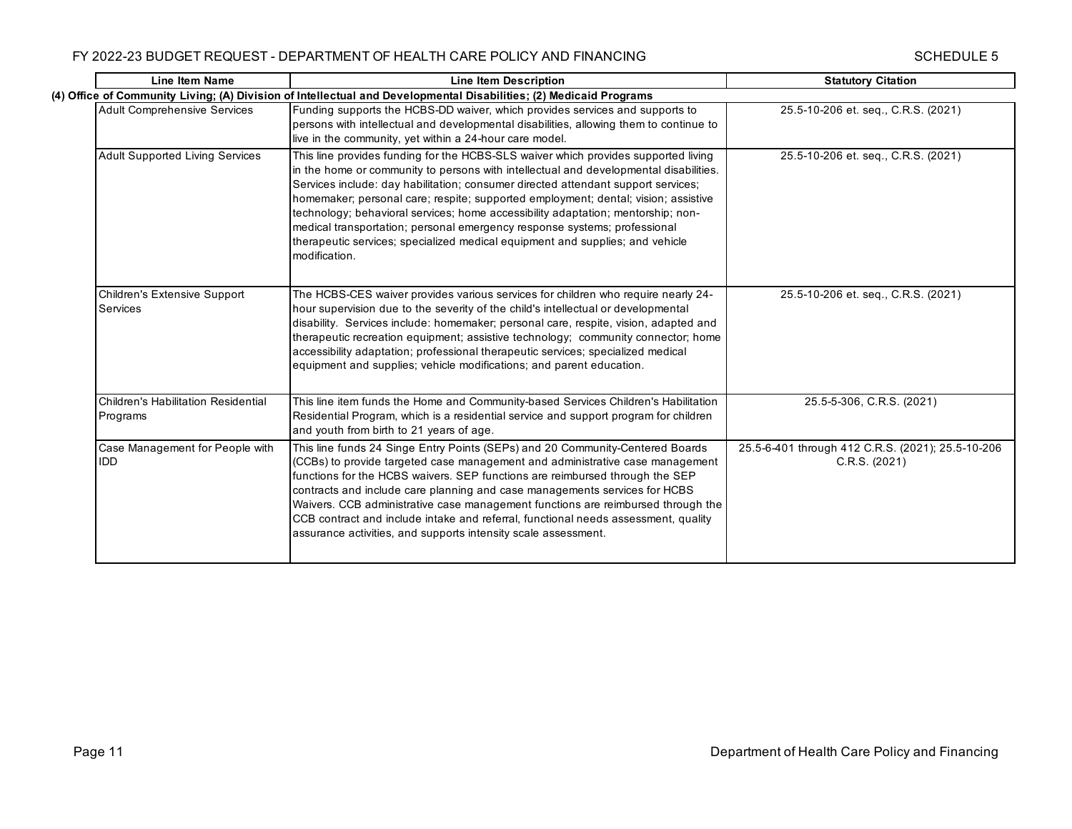| Line Item Name | Line Item Description | Statutory Citation |
|---|---|---|
| **(4) Office of Community Living; (A) Division of Intellectual and Developmental Disabilities; (2) Medicaid Programs** | | |
| Adult Comprehensive Services | Funding supports the HCBS-DD waiver, which provides services and supports to persons with intellectual and developmental disabilities, allowing them to continue to live in the community, yet within a 24-hour care model. | 25.5-10-206 et. seq., C.R.S. (2021) |
| Adult Supported Living Services | This line provides funding for the HCBS-SLS waiver which provides supported living in the home or community to persons with intellectual and developmental disabilities. Services include: day habilitation; consumer directed attendant support services; homemaker; personal care; respite; supported employment; dental; vision; assistive technology; behavioral services; home accessibility adaptation; mentorship; non-medical transportation; personal emergency response systems; professional therapeutic services; specialized medical equipment and supplies; and vehicle modification. | 25.5-10-206 et. seq., C.R.S. (2021) |
| Children's Extensive Support Services | The HCBS-CES waiver provides various services for children who require nearly 24-hour supervision due to the severity of the child's intellectual or developmental disability. Services include: homemaker; personal care, respite, vision, adapted and therapeutic recreation equipment; assistive technology; community connector; home accessibility adaptation; professional therapeutic services; specialized medical equipment and supplies; vehicle modifications; and parent education. | 25.5-10-206 et. seq., C.R.S. (2021) |
| Children's Habilitation Residential Programs | This line item funds the Home and Community-based Services Children's Habilitation Residential Program, which is a residential service and support program for children and youth from birth to 21 years of age. | 25.5-5-306, C.R.S. (2021) |
| Case Management for People with IDD | This line funds 24 Singe Entry Points (SEPs) and 20 Community-Centered Boards (CCBs) to provide targeted case management and administrative case management functions for the HCBS waivers. SEP functions are reimbursed through the SEP contracts and include care planning and case managements services for HCBS Waivers. CCB administrative case management functions are reimbursed through the CCB contract and include intake and referral, functional needs assessment, quality assurance activities, and supports intensity scale assessment. | 25.5-6-401 through 412 C.R.S. (2021); 25.5-10-206 C.R.S. (2021) |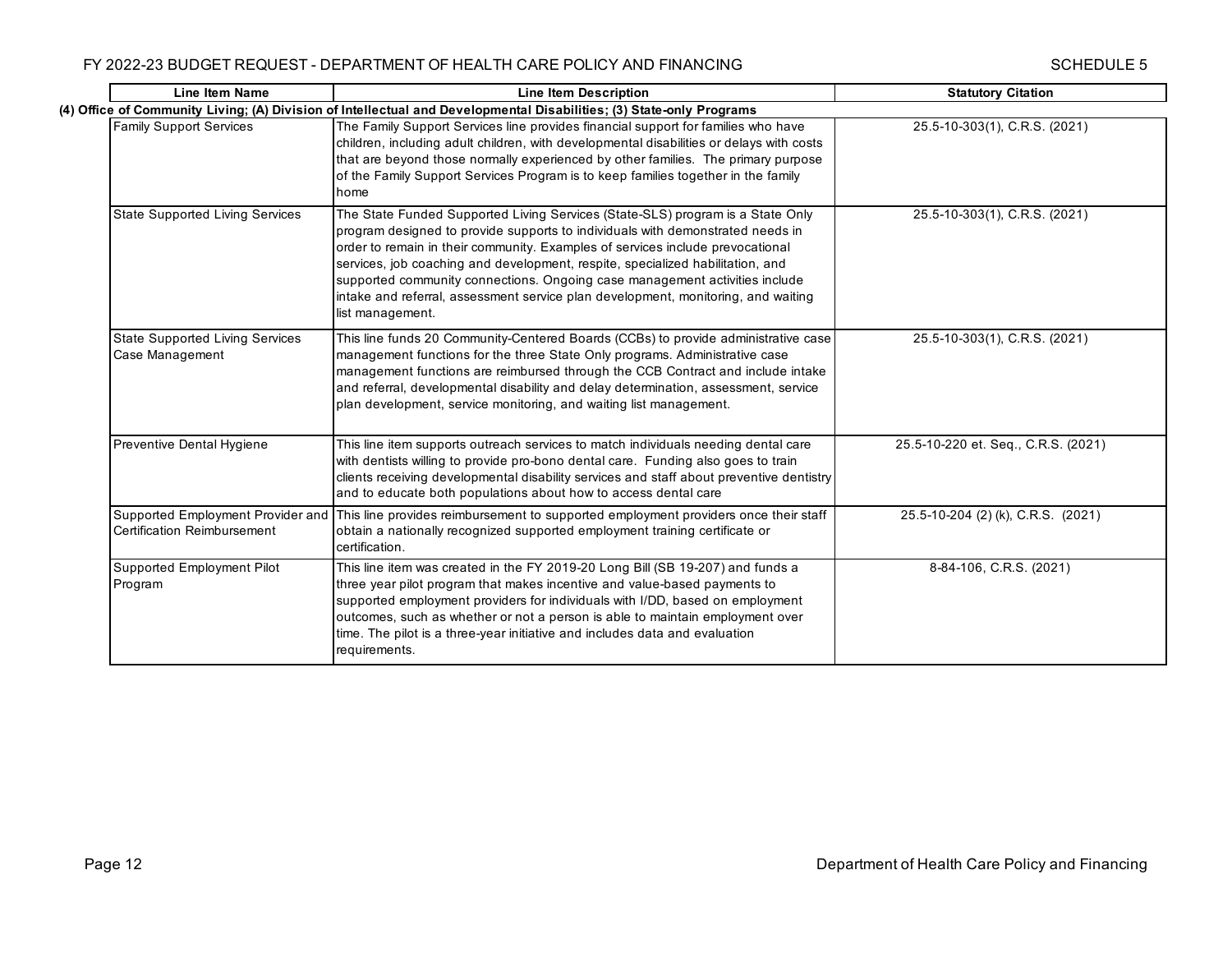| Line Item Name | Line Item Description | Statutory Citation |
|---|---|---|
| **(4) Office of Community Living; (A) Division of Intellectual and Developmental Disabilities; (3) State-only Programs** | | |
| Family Support Services | The Family Support Services line provides financial support for families who have children, including adult children, with developmental disabilities or delays with costs that are beyond those normally experienced by other families. The primary purpose of the Family Support Services Program is to keep families together in the family home | 25.5-10-303(1), C.R.S. (2021) |
| State Supported Living Services | The State Funded Supported Living Services (State-SLS) program is a State Only program designed to provide supports to individuals with demonstrated needs in order to remain in their community. Examples of services include prevocational services, job coaching and development, respite, specialized habilitation, and supported community connections. Ongoing case management activities include intake and referral, assessment service plan development, monitoring, and waiting list management. | 25.5-10-303(1), C.R.S. (2021) |
| State Supported Living Services Case Management | This line funds 20 Community-Centered Boards (CCBs) to provide administrative case management functions for the three State Only programs. Administrative case management functions are reimbursed through the CCB Contract and include intake and referral, developmental disability and delay determination, assessment, service plan development, service monitoring, and waiting list management. | 25.5-10-303(1), C.R.S. (2021) |
| Preventive Dental Hygiene | This line item supports outreach services to match individuals needing dental care with dentists willing to provide pro-bono dental care. Funding also goes to train clients receiving developmental disability services and staff about preventive dentistry and to educate both populations about how to access dental care | 25.5-10-220 et. Seq., C.R.S. (2021) |
| Supported Employment Provider and Certification Reimbursement | This line provides reimbursement to supported employment providers once their staff obtain a nationally recognized supported employment training certificate or certification. | 25.5-10-204 (2) (k), C.R.S. (2021) |
| Supported Employment Pilot Program | This line item was created in the FY 2019-20 Long Bill (SB 19-207) and funds a three year pilot program that makes incentive and value-based payments to supported employment providers for individuals with I/DD, based on employment outcomes, such as whether or not a person is able to maintain employment over time. The pilot is a three-year initiative and includes data and evaluation requirements. | 8-84-106, C.R.S. (2021) |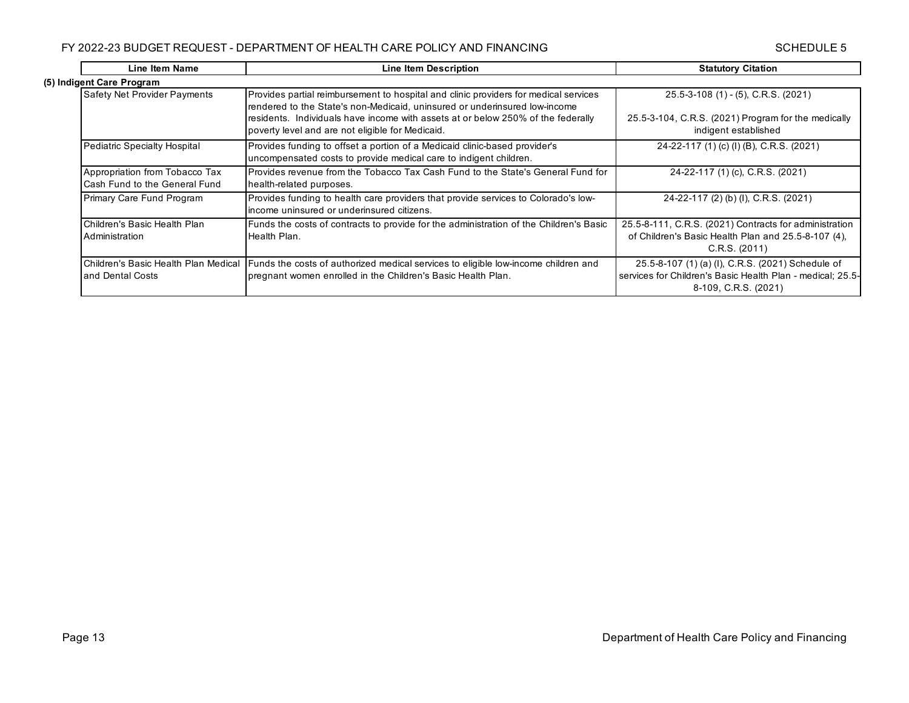| Line Item Name | Line Item Description | Statutory Citation |
|---|---|---|
| **(5) Indigent Care Program** | | |
| Safety Net Provider Payments | Provides partial reimbursement to hospital and clinic providers for medical services rendered to the State's non-Medicaid, uninsured or underinsured low-income residents. Individuals have income with assets at or below 250% of the federally poverty level and are not eligible for Medicaid. | 25.5-3-108 (1) - (5), C.R.S. (2021) 25.5-3-104, C.R.S. (2021) Program for the medically indigent established |
| Pediatric Specialty Hospital | Provides funding to offset a portion of a Medicaid clinic-based provider's uncompensated costs to provide medical care to indigent children. | 24-22-117 (1) (c) (I) (B), C.R.S. (2021) |
| Appropriation from Tobacco Tax Cash Fund to the General Fund | Provides revenue from the Tobacco Tax Cash Fund to the State's General Fund for health-related purposes. | 24-22-117 (1) (c), C.R.S. (2021) |
| Primary Care Fund Program | Provides funding to health care providers that provide services to Colorado's low-income uninsured or underinsured citizens. | 24-22-117 (2) (b) (I), C.R.S. (2021) |
| Children's Basic Health Plan Administration | Funds the costs of contracts to provide for the administration of the Children's Basic Health Plan. | 25.5-8-111, C.R.S. (2021) Contracts for administration of Children's Basic Health Plan and 25.5-8-107 (4), C.R.S. (2011) |
| Children's Basic Health Plan Medical and Dental Costs | Funds the costs of authorized medical services to eligible low-income children and pregnant women enrolled in the Children's Basic Health Plan. | 25.5-8-107 (1) (a) (I), C.R.S. (2021) Schedule of services for Children's Basic Health Plan - medical; 25.5-8-109, C.R.S. (2021) |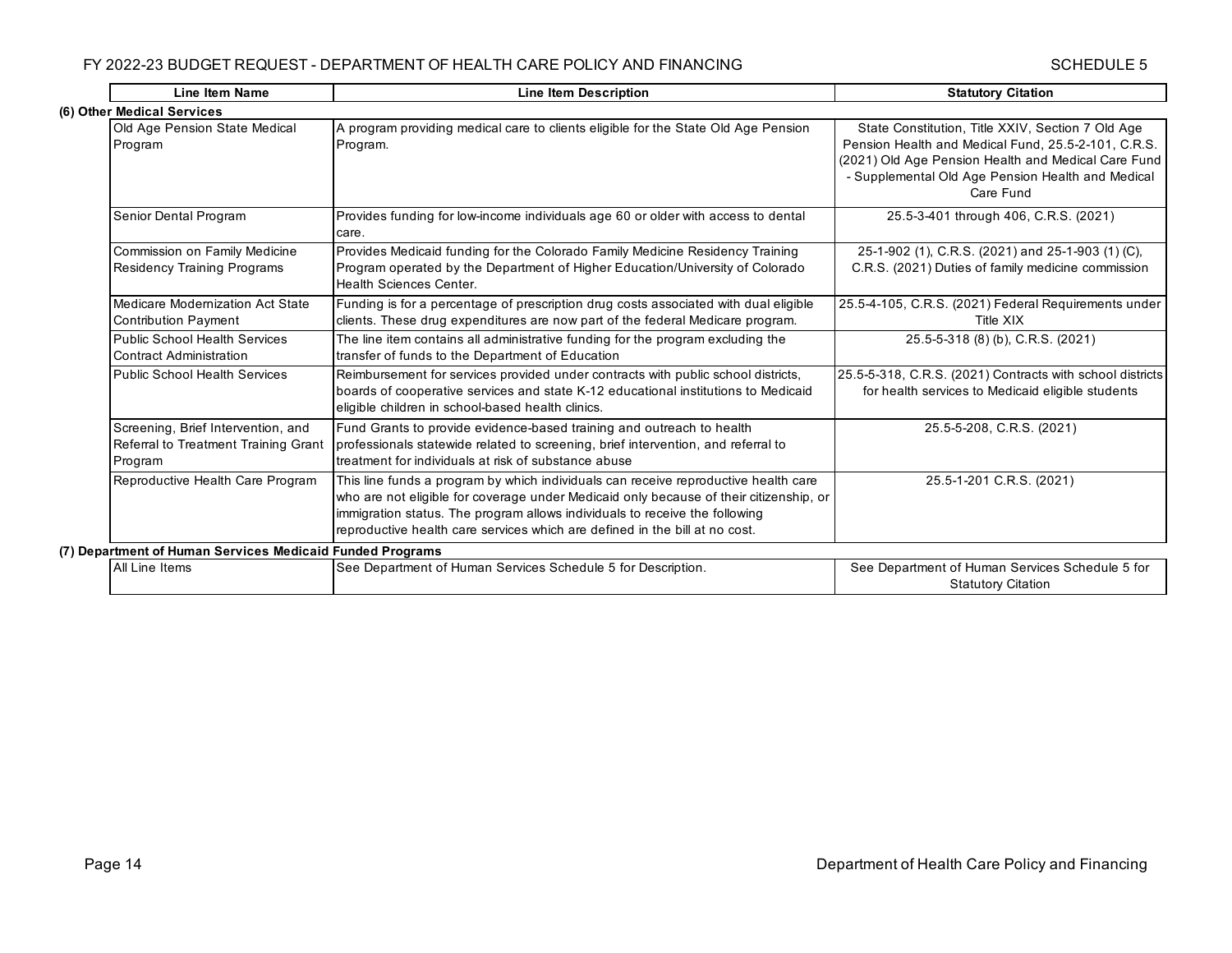| Line Item Name | Line Item Description | Statutory Citation |
|---|---|---|
| **(6) Other Medical Services** | | |
| Old Age Pension State Medical Program | A program providing medical care to clients eligible for the State Old Age Pension Program. | State Constitution, Title XXIV, Section 7 Old Age Pension Health and Medical Fund, 25.5-2-101, C.R.S. (2021) Old Age Pension Health and Medical Care Fund - Supplemental Old Age Pension Health and Medical Care Fund |
| Senior Dental Program | Provides funding for low-income individuals age 60 or older with access to dental care. | 25.5-3-401 through 406, C.R.S. (2021) |
| Commission on Family Medicine Residency Training Programs | Provides Medicaid funding for the Colorado Family Medicine Residency Training Program operated by the Department of Higher Education/University of Colorado Health Sciences Center. | 25-1-902 (1), C.R.S. (2021) and 25-1-903 (1) (C), C.R.S. (2021) Duties of family medicine commission |
| Medicare Modernization Act State Contribution Payment | Funding is for a percentage of prescription drug costs associated with dual eligible clients. These drug expenditures are now part of the federal Medicare program. | 25.5-4-105, C.R.S. (2021) Federal Requirements under Title XIX |
| Public School Health Services Contract Administration | The line item contains all administrative funding for the program excluding the transfer of funds to the Department of Education | 25.5-5-318 (8) (b), C.R.S. (2021) |
| Public School Health Services | Reimbursement for services provided under contracts with public school districts, boards of cooperative services and state K-12 educational institutions to Medicaid eligible children in school-based health clinics. | 25.5-5-318, C.R.S. (2021) Contracts with school districts for health services to Medicaid eligible students |
| Screening, Brief Intervention, and Referral to Treatment Training Grant Program | Fund Grants to provide evidence-based training and outreach to health professionals statewide related to screening, brief intervention, and referral to treatment for individuals at risk of substance abuse | 25.5-5-208, C.R.S. (2021) |
| Reproductive Health Care Program | This line funds a program by which individuals can receive reproductive health care who are not eligible for coverage under Medicaid only because of their citizenship, or immigration status. The program allows individuals to receive the following reproductive health care services which are defined in the bill at no cost. | 25.5-1-201 C.R.S. (2021) |
| **(7) Department of Human Services Medicaid Funded Programs** | | |
| All Line Items | See Department of Human Services Schedule 5 for Description. | See Department of Human Services Schedule 5 for Statutory Citation |